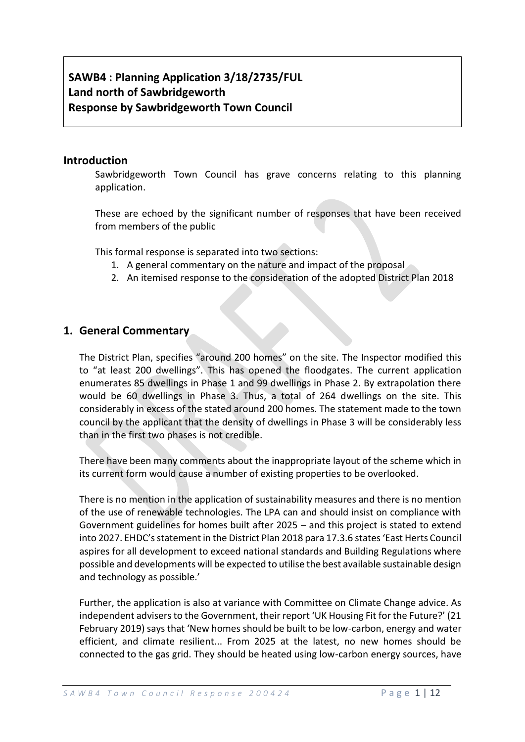**SAWB4 : Planning Application 3/18/2735/FUL**
**Land north of Sawbridgeworth**
**Response by Sawbridgeworth Town Council**

## Introduction

Sawbridgeworth Town Council has grave concerns relating to this planning application.

These are echoed by the significant number of responses that have been received from members of the public

This formal response is separated into two sections:

1. A general commentary on the nature and impact of the proposal
2. An itemised response to the consideration of the adopted District Plan 2018

## 1. General Commentary

The District Plan, specifies "around 200 homes" on the site. The Inspector modified this to "at least 200 dwellings". This has opened the floodgates. The current application enumerates 85 dwellings in Phase 1 and 99 dwellings in Phase 2. By extrapolation there would be 60 dwellings in Phase 3. Thus, a total of 264 dwellings on the site. This considerably in excess of the stated around 200 homes. The statement made to the town council by the applicant that the density of dwellings in Phase 3 will be considerably less than in the first two phases is not credible.

There have been many comments about the inappropriate layout of the scheme which in its current form would cause a number of existing properties to be overlooked.

There is no mention in the application of sustainability measures and there is no mention of the use of renewable technologies. The LPA can and should insist on compliance with Government guidelines for homes built after 2025 – and this project is stated to extend into 2027. EHDC's statement in the District Plan 2018 para 17.3.6 states 'East Herts Council aspires for all development to exceed national standards and Building Regulations where possible and developments will be expected to utilise the best available sustainable design and technology as possible.'

Further, the application is also at variance with Committee on Climate Change advice. As independent advisers to the Government, their report 'UK Housing Fit for the Future?' (21 February 2019) says that 'New homes should be built to be low-carbon, energy and water efficient, and climate resilient... From 2025 at the latest, no new homes should be connected to the gas grid. They should be heated using low-carbon energy sources, have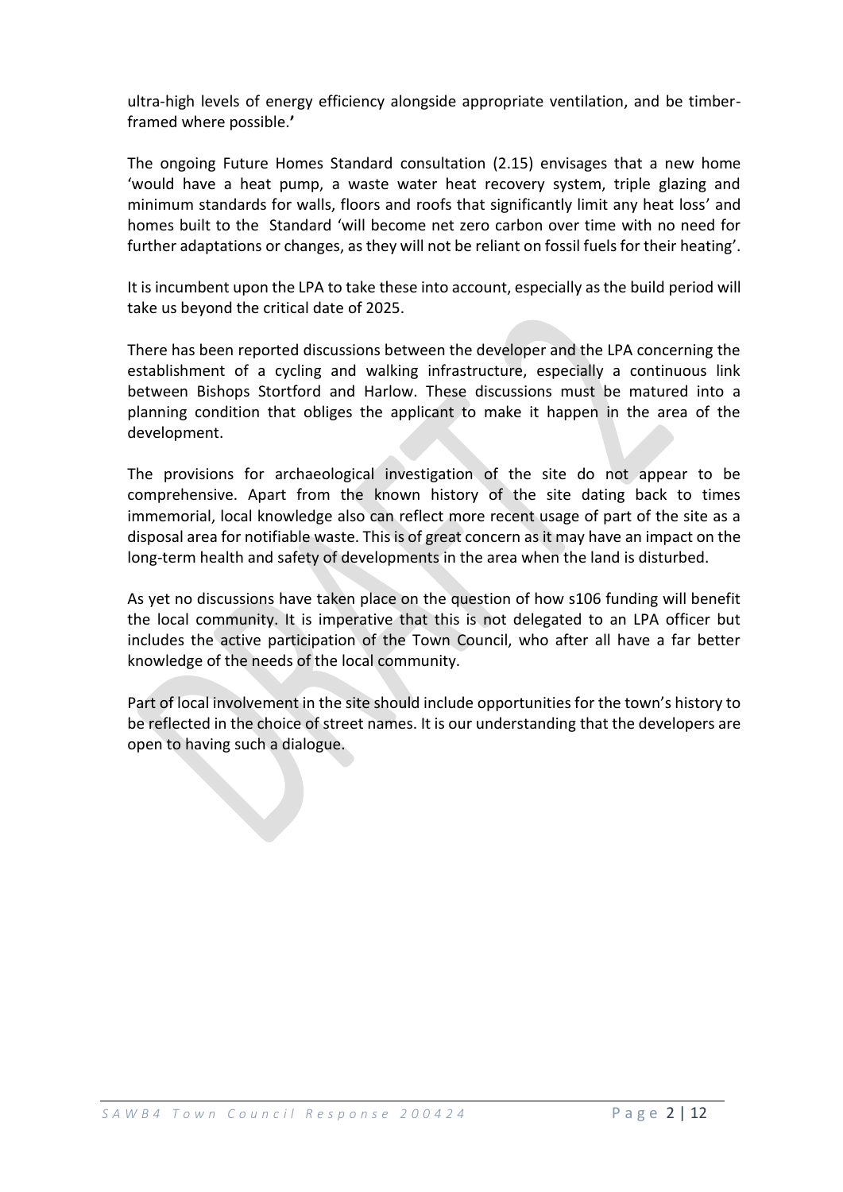ultra-high levels of energy efficiency alongside appropriate ventilation, and be timber-framed where possible.'

The ongoing Future Homes Standard consultation (2.15) envisages that a new home 'would have a heat pump, a waste water heat recovery system, triple glazing and minimum standards for walls, floors and roofs that significantly limit any heat loss' and homes built to the Standard 'will become net zero carbon over time with no need for further adaptations or changes, as they will not be reliant on fossil fuels for their heating'.

It is incumbent upon the LPA to take these into account, especially as the build period will take us beyond the critical date of 2025.

There has been reported discussions between the developer and the LPA concerning the establishment of a cycling and walking infrastructure, especially a continuous link between Bishops Stortford and Harlow. These discussions must be matured into a planning condition that obliges the applicant to make it happen in the area of the development.

The provisions for archaeological investigation of the site do not appear to be comprehensive. Apart from the known history of the site dating back to times immemorial, local knowledge also can reflect more recent usage of part of the site as a disposal area for notifiable waste. This is of great concern as it may have an impact on the long-term health and safety of developments in the area when the land is disturbed.

As yet no discussions have taken place on the question of how s106 funding will benefit the local community. It is imperative that this is not delegated to an LPA officer but includes the active participation of the Town Council, who after all have a far better knowledge of the needs of the local community.

Part of local involvement in the site should include opportunities for the town's history to be reflected in the choice of street names. It is our understanding that the developers are open to having such a dialogue.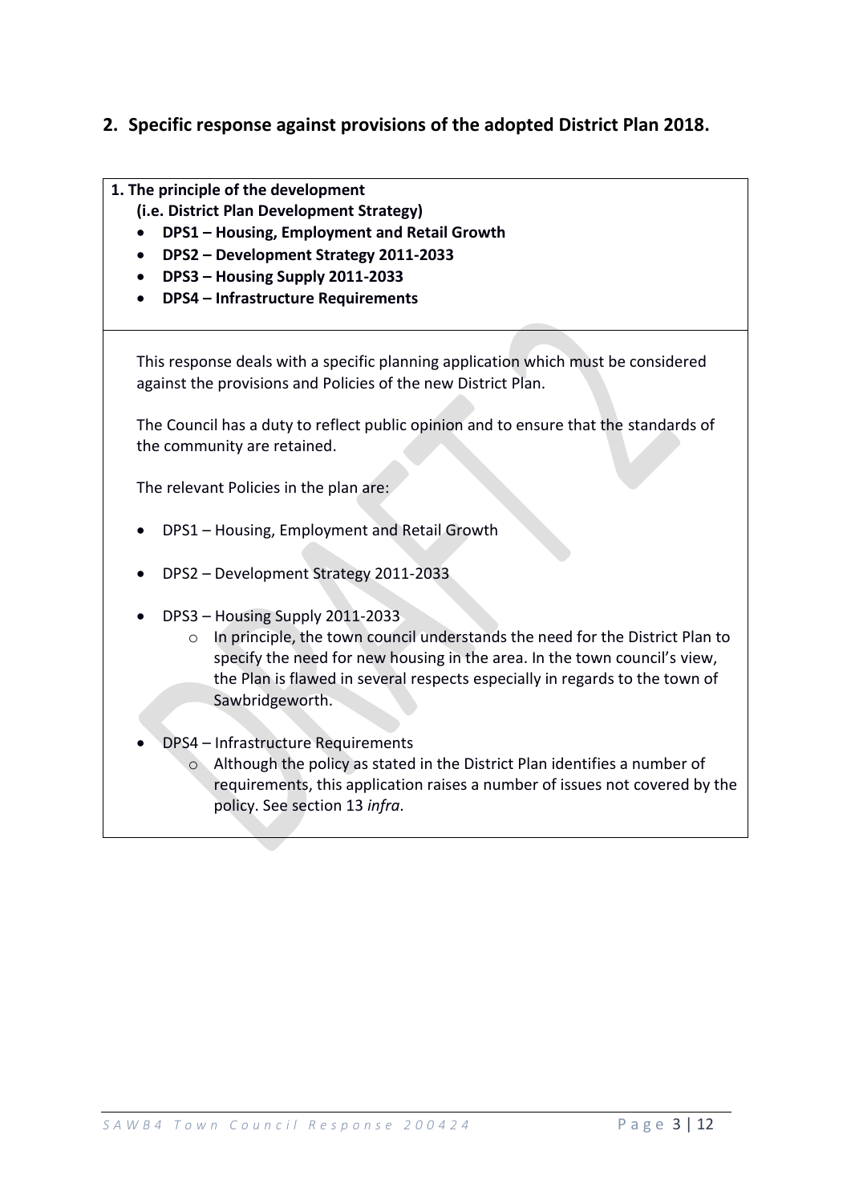## 2. Specific response against provisions of the adopted District Plan 2018.

**1. The principle of the development**
**(i.e. District Plan Development Strategy)**

- **DPS1 – Housing, Employment and Retail Growth**
- **DPS2 – Development Strategy 2011-2033**
- **DPS3 – Housing Supply 2011-2033**
- **DPS4 – Infrastructure Requirements**

This response deals with a specific planning application which must be considered against the provisions and Policies of the new District Plan.

The Council has a duty to reflect public opinion and to ensure that the standards of the community are retained.

The relevant Policies in the plan are:

- DPS1 – Housing, Employment and Retail Growth
- DPS2 – Development Strategy 2011-2033
- DPS3 – Housing Supply 2011-2033
  - In principle, the town council understands the need for the District Plan to specify the need for new housing in the area. In the town council's view, the Plan is flawed in several respects especially in regards to the town of Sawbridgeworth.
- DPS4 – Infrastructure Requirements
  - Although the policy as stated in the District Plan identifies a number of requirements, this application raises a number of issues not covered by the policy. See section 13 *infra*.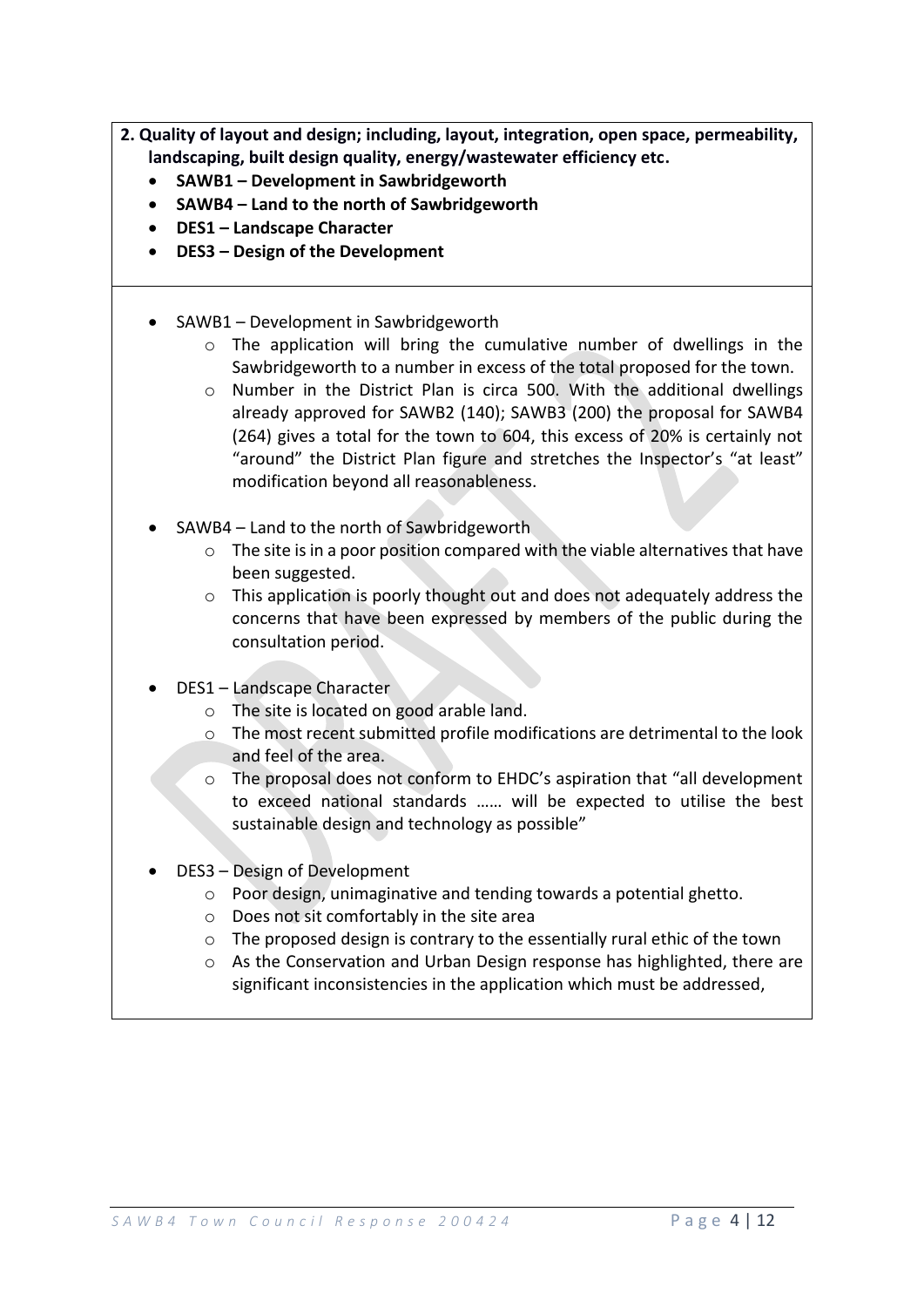**2. Quality of layout and design; including, layout, integration, open space, permeability, landscaping, built design quality, energy/wastewater efficiency etc.**

- **SAWB1 – Development in Sawbridgeworth**
- **SAWB4 – Land to the north of Sawbridgeworth**
- **DES1 – Landscape Character**
- **DES3 – Design of the Development**

- SAWB1 – Development in Sawbridgeworth
  - The application will bring the cumulative number of dwellings in the Sawbridgeworth to a number in excess of the total proposed for the town.
  - Number in the District Plan is circa 500. With the additional dwellings already approved for SAWB2 (140); SAWB3 (200) the proposal for SAWB4 (264) gives a total for the town to 604, this excess of 20% is certainly not "around" the District Plan figure and stretches the Inspector's "at least" modification beyond all reasonableness.

- SAWB4 – Land to the north of Sawbridgeworth
  - The site is in a poor position compared with the viable alternatives that have been suggested.
  - This application is poorly thought out and does not adequately address the concerns that have been expressed by members of the public during the consultation period.

- DES1 – Landscape Character
  - The site is located on good arable land.
  - The most recent submitted profile modifications are detrimental to the look and feel of the area.
  - The proposal does not conform to EHDC's aspiration that "all development to exceed national standards …… will be expected to utilise the best sustainable design and technology as possible"

- DES3 – Design of Development
  - Poor design, unimaginative and tending towards a potential ghetto.
  - Does not sit comfortably in the site area
  - The proposed design is contrary to the essentially rural ethic of the town
  - As the Conservation and Urban Design response has highlighted, there are significant inconsistencies in the application which must be addressed,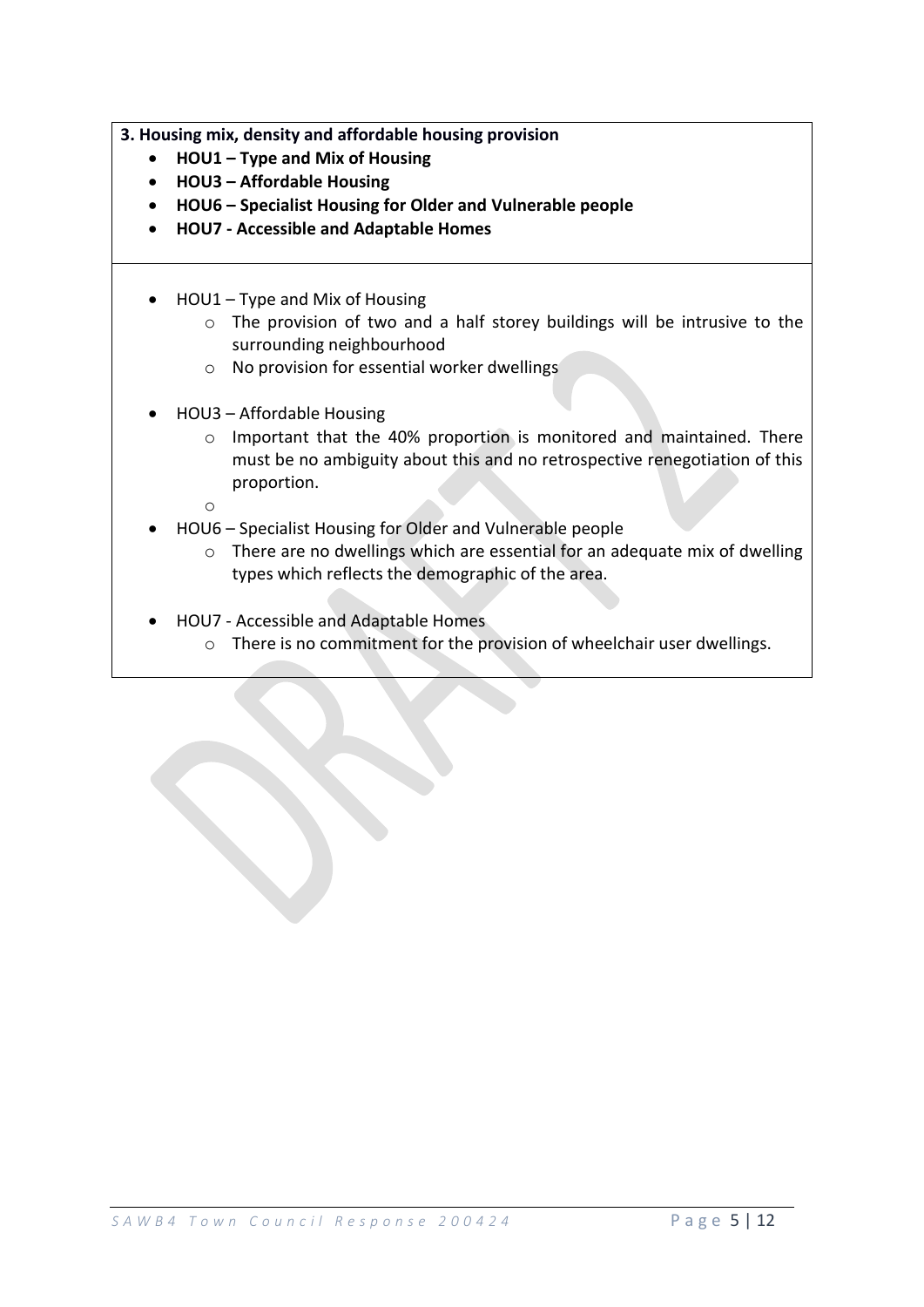**3. Housing mix, density and affordable housing provision**

- **HOU1 – Type and Mix of Housing**
- **HOU3 – Affordable Housing**
- **HOU6 – Specialist Housing for Older and Vulnerable people**
- **HOU7 - Accessible and Adaptable Homes**

- HOU1 – Type and Mix of Housing
  - The provision of two and a half storey buildings will be intrusive to the surrounding neighbourhood
  - No provision for essential worker dwellings

- HOU3 – Affordable Housing
  - Important that the 40% proportion is monitored and maintained. There must be no ambiguity about this and no retrospective renegotiation of this proportion.

- HOU6 – Specialist Housing for Older and Vulnerable people
  - There are no dwellings which are essential for an adequate mix of dwelling types which reflects the demographic of the area.

- HOU7 - Accessible and Adaptable Homes
  - There is no commitment for the provision of wheelchair user dwellings.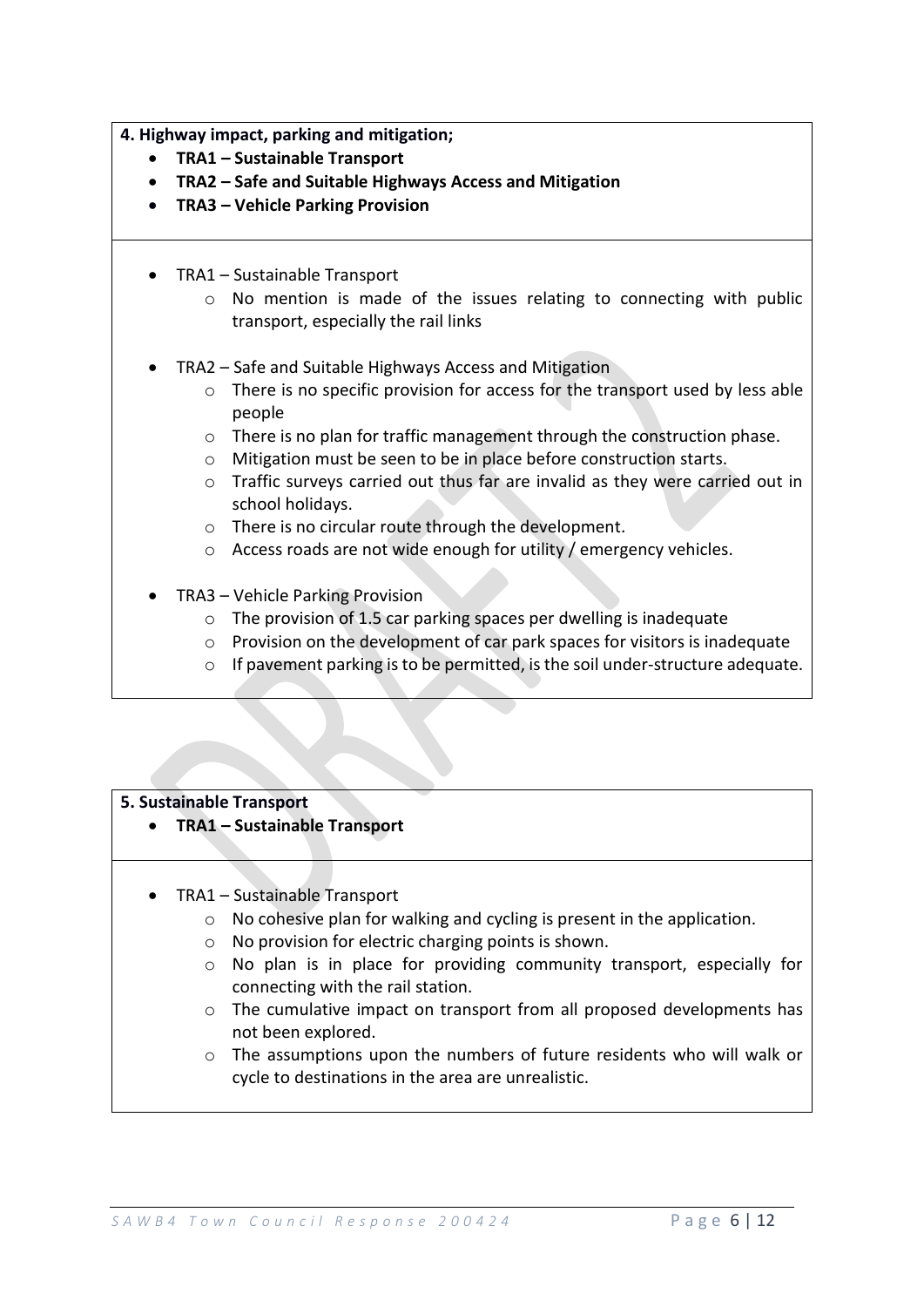**4. Highway impact, parking and mitigation;**

- **TRA1 – Sustainable Transport**
- **TRA2 – Safe and Suitable Highways Access and Mitigation**
- **TRA3 – Vehicle Parking Provision**

- TRA1 – Sustainable Transport
  - No mention is made of the issues relating to connecting with public transport, especially the rail links
- TRA2 – Safe and Suitable Highways Access and Mitigation
  - There is no specific provision for access for the transport used by less able people
  - There is no plan for traffic management through the construction phase.
  - Mitigation must be seen to be in place before construction starts.
  - Traffic surveys carried out thus far are invalid as they were carried out in school holidays.
  - There is no circular route through the development.
  - Access roads are not wide enough for utility / emergency vehicles.
- TRA3 – Vehicle Parking Provision
  - The provision of 1.5 car parking spaces per dwelling is inadequate
  - Provision on the development of car park spaces for visitors is inadequate
  - If pavement parking is to be permitted, is the soil under-structure adequate.

**5. Sustainable Transport**

- **TRA1 – Sustainable Transport**

- TRA1 – Sustainable Transport
  - No cohesive plan for walking and cycling is present in the application.
  - No provision for electric charging points is shown.
  - No plan is in place for providing community transport, especially for connecting with the rail station.
  - The cumulative impact on transport from all proposed developments has not been explored.
  - The assumptions upon the numbers of future residents who will walk or cycle to destinations in the area are unrealistic.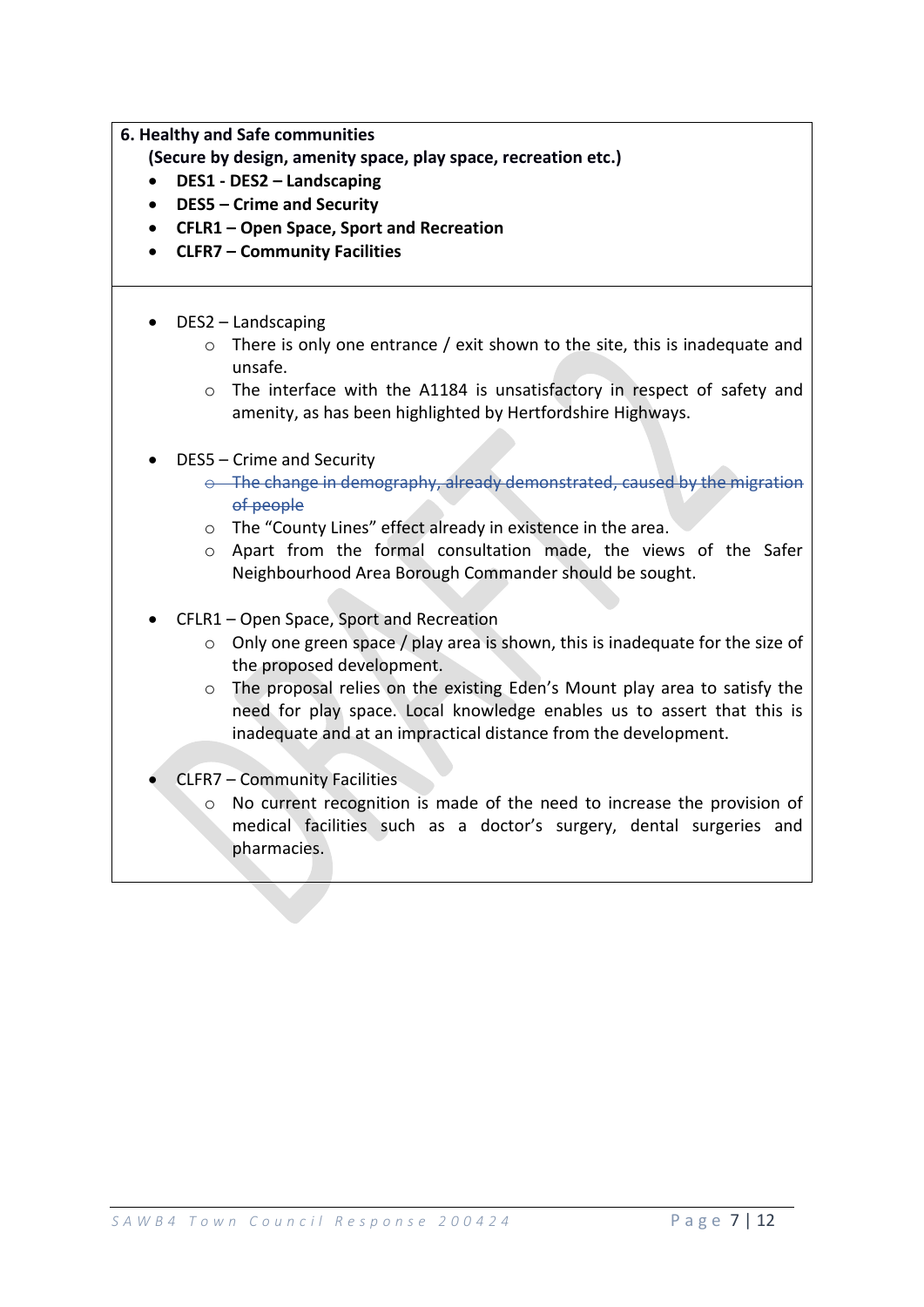**6. Healthy and Safe communities**

**(Secure by design, amenity space, play space, recreation etc.)**

- **DES1 - DES2 – Landscaping**
- **DES5 – Crime and Security**
- **CFLR1 – Open Space, Sport and Recreation**
- **CLFR7 – Community Facilities**

---

- DES2 – Landscaping
  - There is only one entrance / exit shown to the site, this is inadequate and unsafe.
  - The interface with the A1184 is unsatisfactory in respect of safety and amenity, as has been highlighted by Hertfordshire Highways.

- DES5 – Crime and Security
  - ~~The change in demography, already demonstrated, caused by the migration of people~~
  - The "County Lines" effect already in existence in the area.
  - Apart from the formal consultation made, the views of the Safer Neighbourhood Area Borough Commander should be sought.

- CFLR1 – Open Space, Sport and Recreation
  - Only one green space / play area is shown, this is inadequate for the size of the proposed development.
  - The proposal relies on the existing Eden's Mount play area to satisfy the need for play space. Local knowledge enables us to assert that this is inadequate and at an impractical distance from the development.

- CLFR7 – Community Facilities
  - No current recognition is made of the need to increase the provision of medical facilities such as a doctor's surgery, dental surgeries and pharmacies.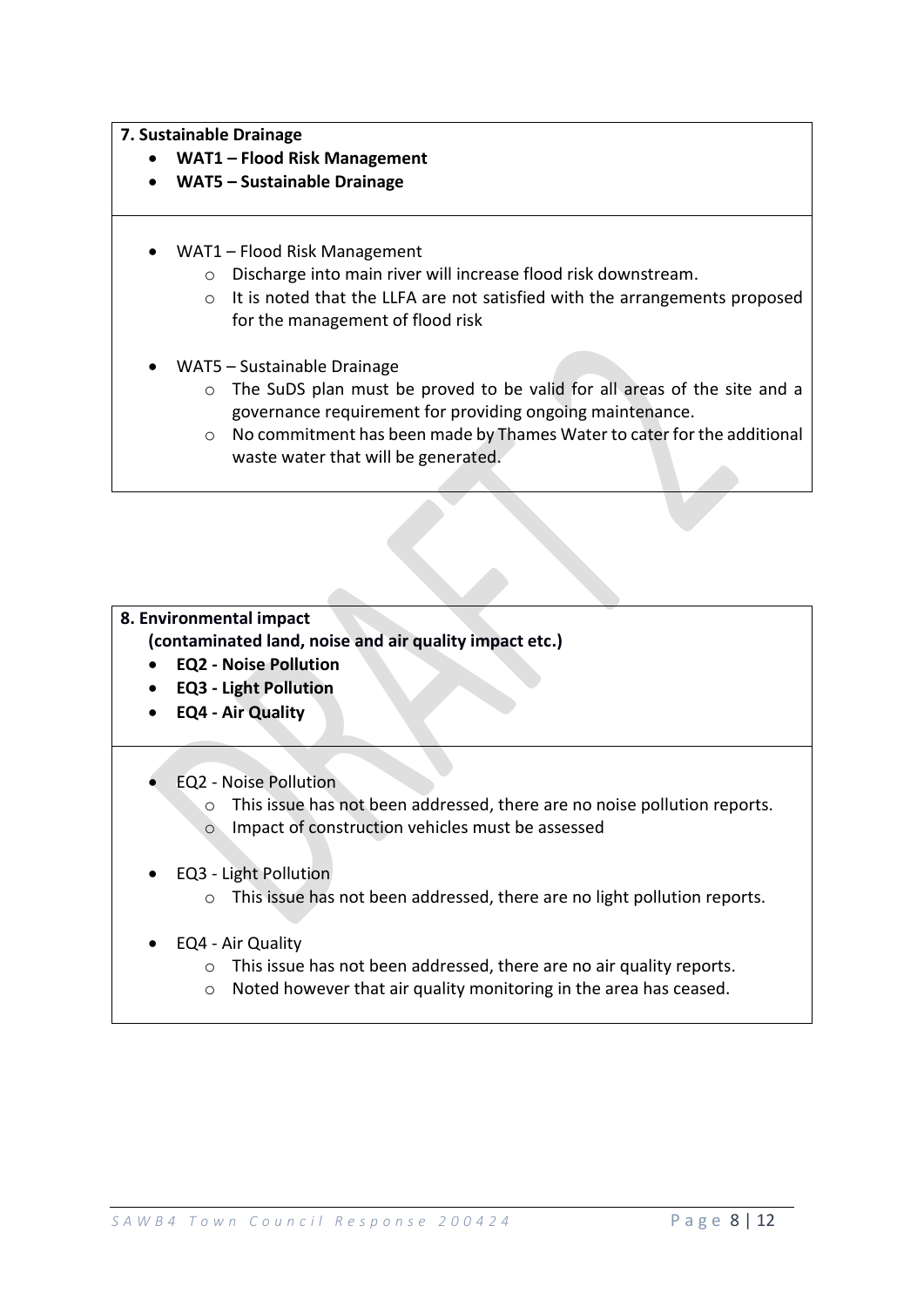**7. Sustainable Drainage**

- **WAT1 – Flood Risk Management**
- **WAT5 – Sustainable Drainage**

- WAT1 – Flood Risk Management
  - Discharge into main river will increase flood risk downstream.
  - It is noted that the LLFA are not satisfied with the arrangements proposed for the management of flood risk
- WAT5 – Sustainable Drainage
  - The SuDS plan must be proved to be valid for all areas of the site and a governance requirement for providing ongoing maintenance.
  - No commitment has been made by Thames Water to cater for the additional waste water that will be generated.

**8. Environmental impact (contaminated land, noise and air quality impact etc.)**

- **EQ2 - Noise Pollution**
- **EQ3 - Light Pollution**
- **EQ4 - Air Quality**

- EQ2 - Noise Pollution
  - This issue has not been addressed, there are no noise pollution reports.
  - Impact of construction vehicles must be assessed
- EQ3 - Light Pollution
  - This issue has not been addressed, there are no light pollution reports.
- EQ4 - Air Quality
  - This issue has not been addressed, there are no air quality reports.
  - Noted however that air quality monitoring in the area has ceased.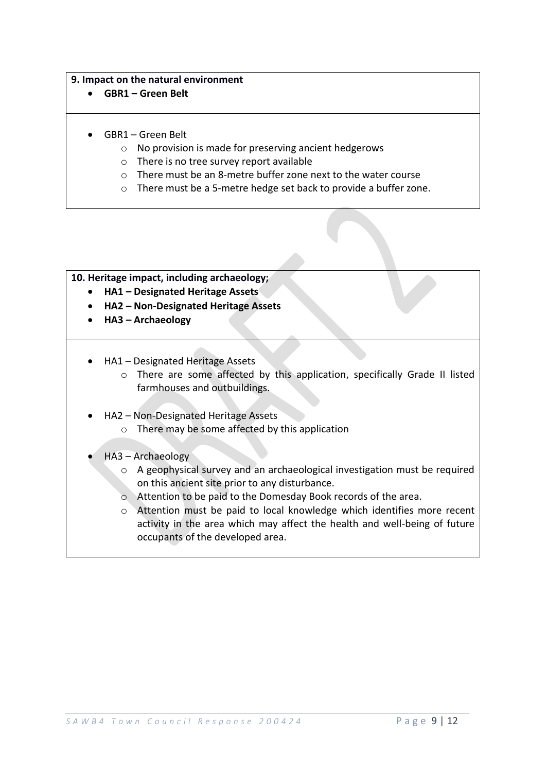**9. Impact on the natural environment**

- **GBR1 – Green Belt**

- GBR1 – Green Belt
  - No provision is made for preserving ancient hedgerows
  - There is no tree survey report available
  - There must be an 8-metre buffer zone next to the water course
  - There must be a 5-metre hedge set back to provide a buffer zone.

**10. Heritage impact, including archaeology;**

- **HA1 – Designated Heritage Assets**
- **HA2 – Non-Designated Heritage Assets**
- **HA3 – Archaeology**

- HA1 – Designated Heritage Assets
  - There are some affected by this application, specifically Grade II listed farmhouses and outbuildings.

- HA2 – Non-Designated Heritage Assets
  - There may be some affected by this application

- HA3 – Archaeology
  - A geophysical survey and an archaeological investigation must be required on this ancient site prior to any disturbance.
  - Attention to be paid to the Domesday Book records of the area.
  - Attention must be paid to local knowledge which identifies more recent activity in the area which may affect the health and well-being of future occupants of the developed area.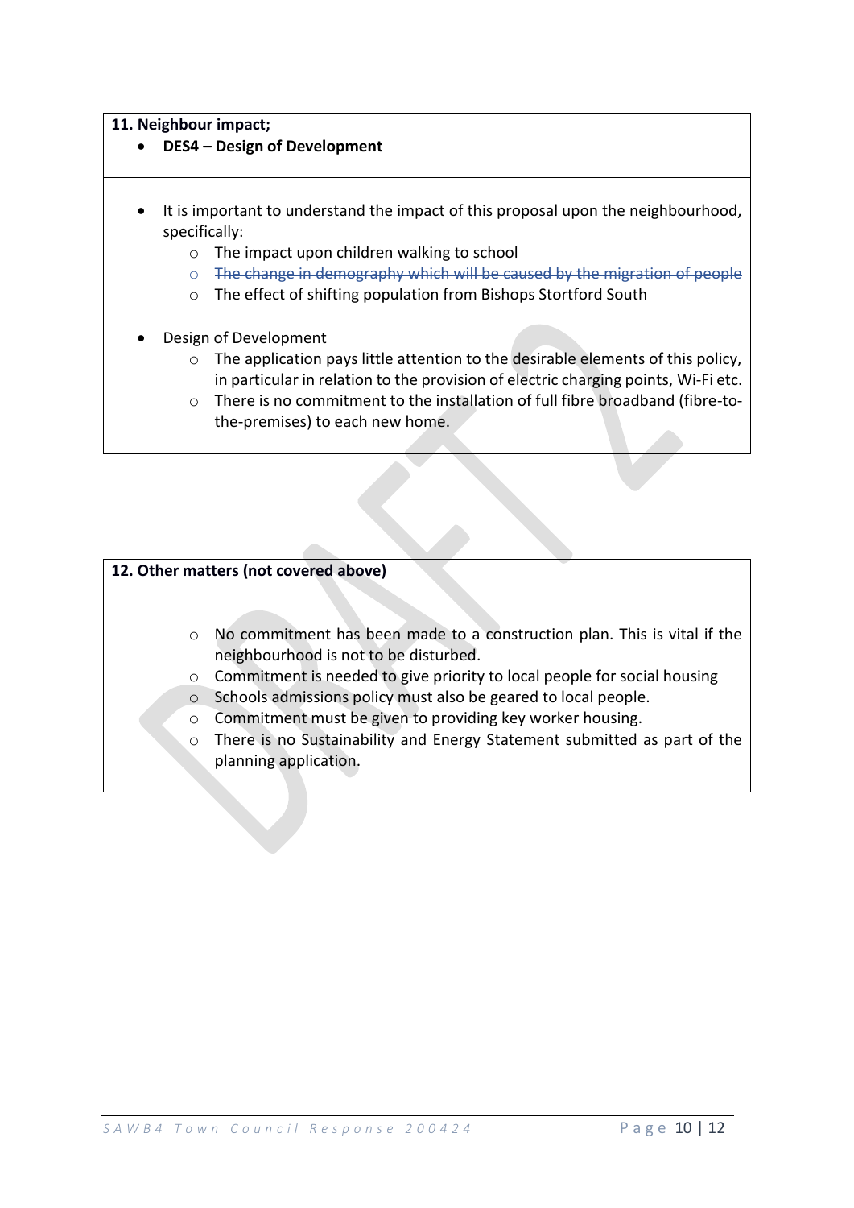**11. Neighbour impact;**

- **DES4 – Design of Development**

- It is important to understand the impact of this proposal upon the neighbourhood, specifically:
  - The impact upon children walking to school
  - ~~The change in demography which will be caused by the migration of people~~
  - The effect of shifting population from Bishops Stortford South
- Design of Development
  - The application pays little attention to the desirable elements of this policy, in particular in relation to the provision of electric charging points, Wi-Fi etc.
  - There is no commitment to the installation of full fibre broadband (fibre-to-the-premises) to each new home.

**12. Other matters (not covered above)**

- No commitment has been made to a construction plan. This is vital if the neighbourhood is not to be disturbed.
- Commitment is needed to give priority to local people for social housing
- Schools admissions policy must also be geared to local people.
- Commitment must be given to providing key worker housing.
- There is no Sustainability and Energy Statement submitted as part of the planning application.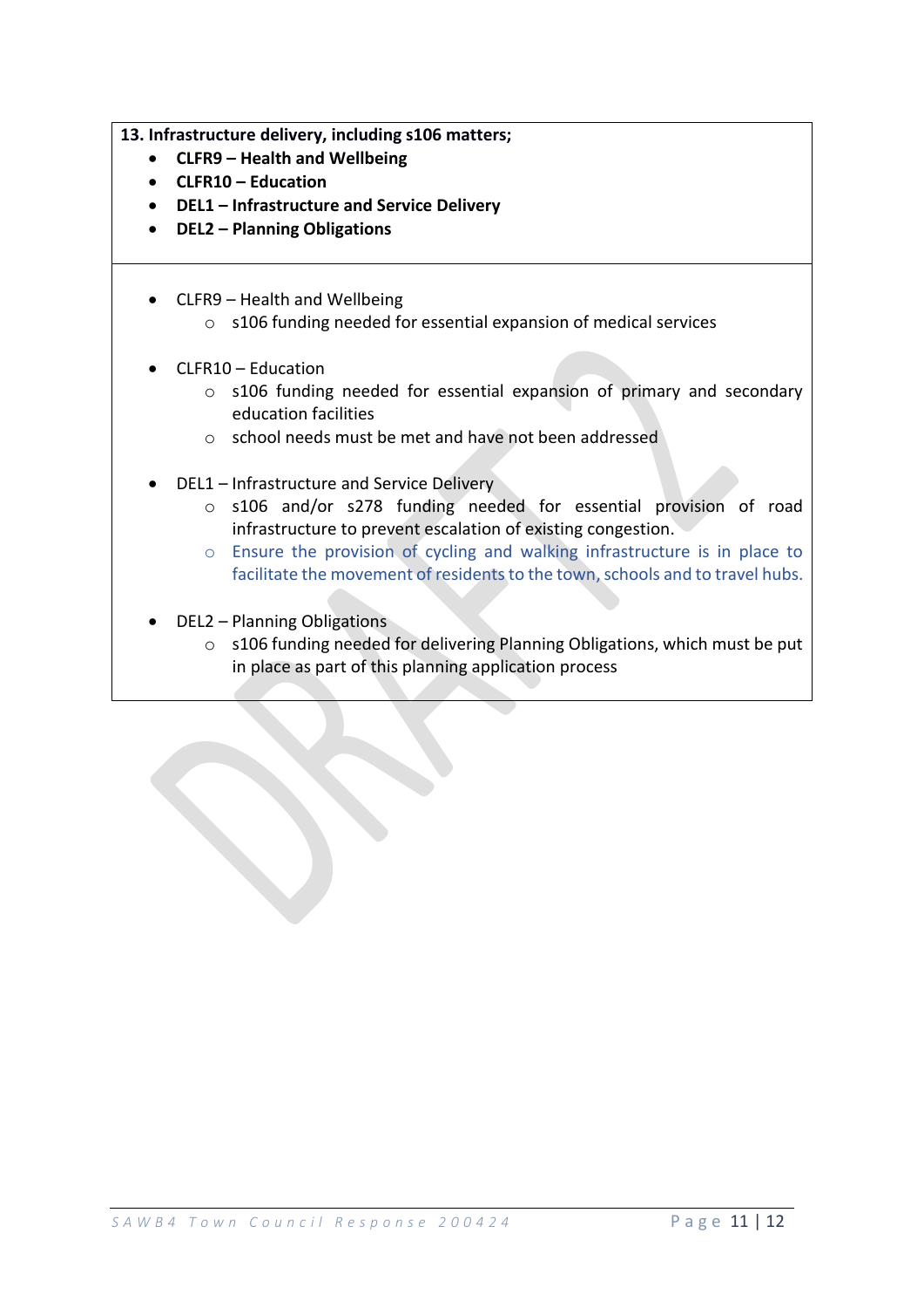**13. Infrastructure delivery, including s106 matters;**

- **CLFR9 – Health and Wellbeing**
- **CLFR10 – Education**
- **DEL1 – Infrastructure and Service Delivery**
- **DEL2 – Planning Obligations**

- CLFR9 – Health and Wellbeing
  - s106 funding needed for essential expansion of medical services

- CLFR10 – Education
  - s106 funding needed for essential expansion of primary and secondary education facilities
  - school needs must be met and have not been addressed

- DEL1 – Infrastructure and Service Delivery
  - s106 and/or s278 funding needed for essential provision of road infrastructure to prevent escalation of existing congestion.
  - Ensure the provision of cycling and walking infrastructure is in place to facilitate the movement of residents to the town, schools and to travel hubs.

- DEL2 – Planning Obligations
  - s106 funding needed for delivering Planning Obligations, which must be put in place as part of this planning application process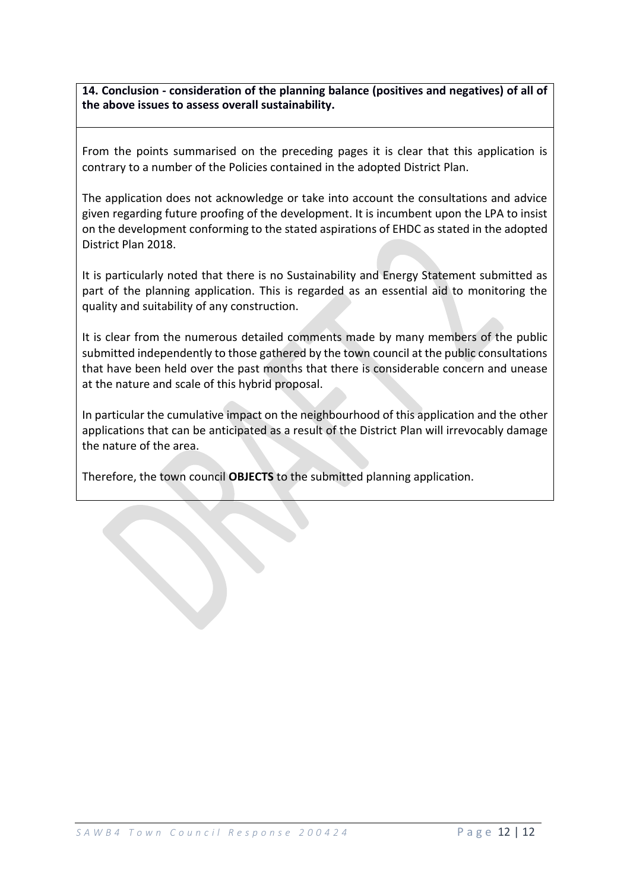**14. Conclusion - consideration of the planning balance (positives and negatives) of all of the above issues to assess overall sustainability.**

From the points summarised on the preceding pages it is clear that this application is contrary to a number of the Policies contained in the adopted District Plan.

The application does not acknowledge or take into account the consultations and advice given regarding future proofing of the development. It is incumbent upon the LPA to insist on the development conforming to the stated aspirations of EHDC as stated in the adopted District Plan 2018.

It is particularly noted that there is no Sustainability and Energy Statement submitted as part of the planning application. This is regarded as an essential aid to monitoring the quality and suitability of any construction.

It is clear from the numerous detailed comments made by many members of the public submitted independently to those gathered by the town council at the public consultations that have been held over the past months that there is considerable concern and unease at the nature and scale of this hybrid proposal.

In particular the cumulative impact on the neighbourhood of this application and the other applications that can be anticipated as a result of the District Plan will irrevocably damage the nature of the area.

Therefore, the town council **OBJECTS** to the submitted planning application.